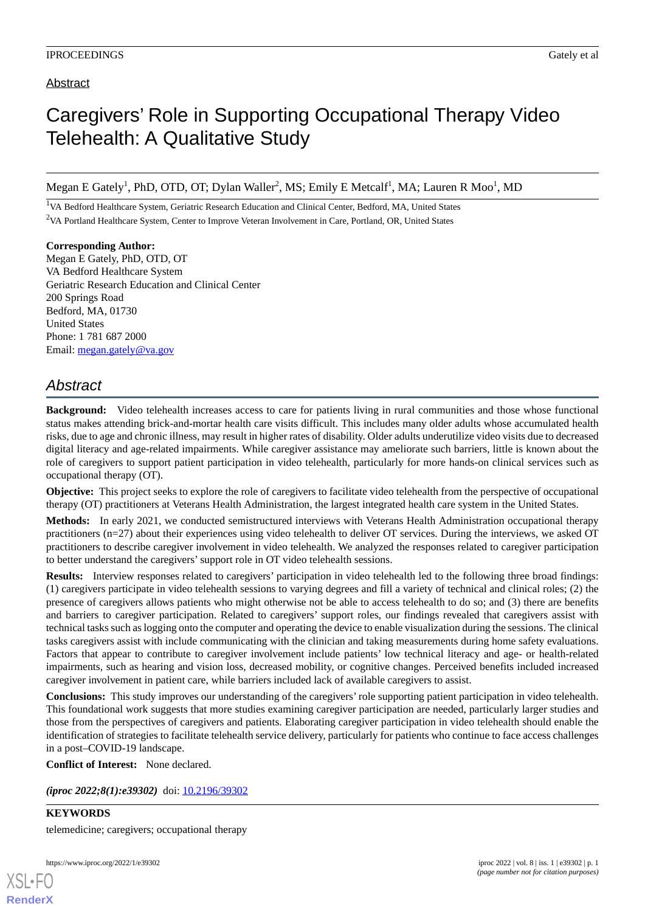Abstract

# Caregivers' Role in Supporting Occupational Therapy Video Telehealth: A Qualitative Study

Megan E Gately[1], PhD, OTD, OT; Dylan Waller[2], MS; Emily E Metcalf[1], MA; Lauren R Moo[1], MD

[1]VA Bedford Healthcare System, Geriatric Research Education and Clinical Center, Bedford, MA, United States

[2]VA Portland Healthcare System, Center to Improve Veteran Involvement in Care, Portland, OR, United States

**Corresponding Author:**
Megan E Gately, PhD, OTD, OT
VA Bedford Healthcare System
Geriatric Research Education and Clinical Center
200 Springs Road
Bedford, MA, 01730
United States
Phone: 1 781 687 2000
Email: megan.gately@va.gov

## *Abstract*

**Background:** Video telehealth increases access to care for patients living in rural communities and those whose functional status makes attending brick-and-mortar health care visits difficult. This includes many older adults whose accumulated health risks, due to age and chronic illness, may result in higher rates of disability. Older adults underutilize video visits due to decreased digital literacy and age-related impairments. While caregiver assistance may ameliorate such barriers, little is known about the role of caregivers to support patient participation in video telehealth, particularly for more hands-on clinical services such as occupational therapy (OT).

**Objective:** This project seeks to explore the role of caregivers to facilitate video telehealth from the perspective of occupational therapy (OT) practitioners at Veterans Health Administration, the largest integrated health care system in the United States.

**Methods:** In early 2021, we conducted semistructured interviews with Veterans Health Administration occupational therapy practitioners (n=27) about their experiences using video telehealth to deliver OT services. During the interviews, we asked OT practitioners to describe caregiver involvement in video telehealth. We analyzed the responses related to caregiver participation to better understand the caregivers' support role in OT video telehealth sessions.

**Results:** Interview responses related to caregivers' participation in video telehealth led to the following three broad findings: (1) caregivers participate in video telehealth sessions to varying degrees and fill a variety of technical and clinical roles; (2) the presence of caregivers allows patients who might otherwise not be able to access telehealth to do so; and (3) there are benefits and barriers to caregiver participation. Related to caregivers' support roles, our findings revealed that caregivers assist with technical tasks such as logging onto the computer and operating the device to enable visualization during the sessions. The clinical tasks caregivers assist with include communicating with the clinician and taking measurements during home safety evaluations. Factors that appear to contribute to caregiver involvement include patients' low technical literacy and age- or health-related impairments, such as hearing and vision loss, decreased mobility, or cognitive changes. Perceived benefits included increased caregiver involvement in patient care, while barriers included lack of available caregivers to assist.

**Conclusions:** This study improves our understanding of the caregivers' role supporting patient participation in video telehealth. This foundational work suggests that more studies examining caregiver participation are needed, particularly larger studies and those from the perspectives of caregivers and patients. Elaborating caregiver participation in video telehealth should enable the identification of strategies to facilitate telehealth service delivery, particularly for patients who continue to face access challenges in a post–COVID-19 landscape.

**Conflict of Interest:** None declared.

*(iproc 2022;8(1):e39302)* doi: 10.2196/39302

**KEYWORDS**

telemedicine; caregivers; occupational therapy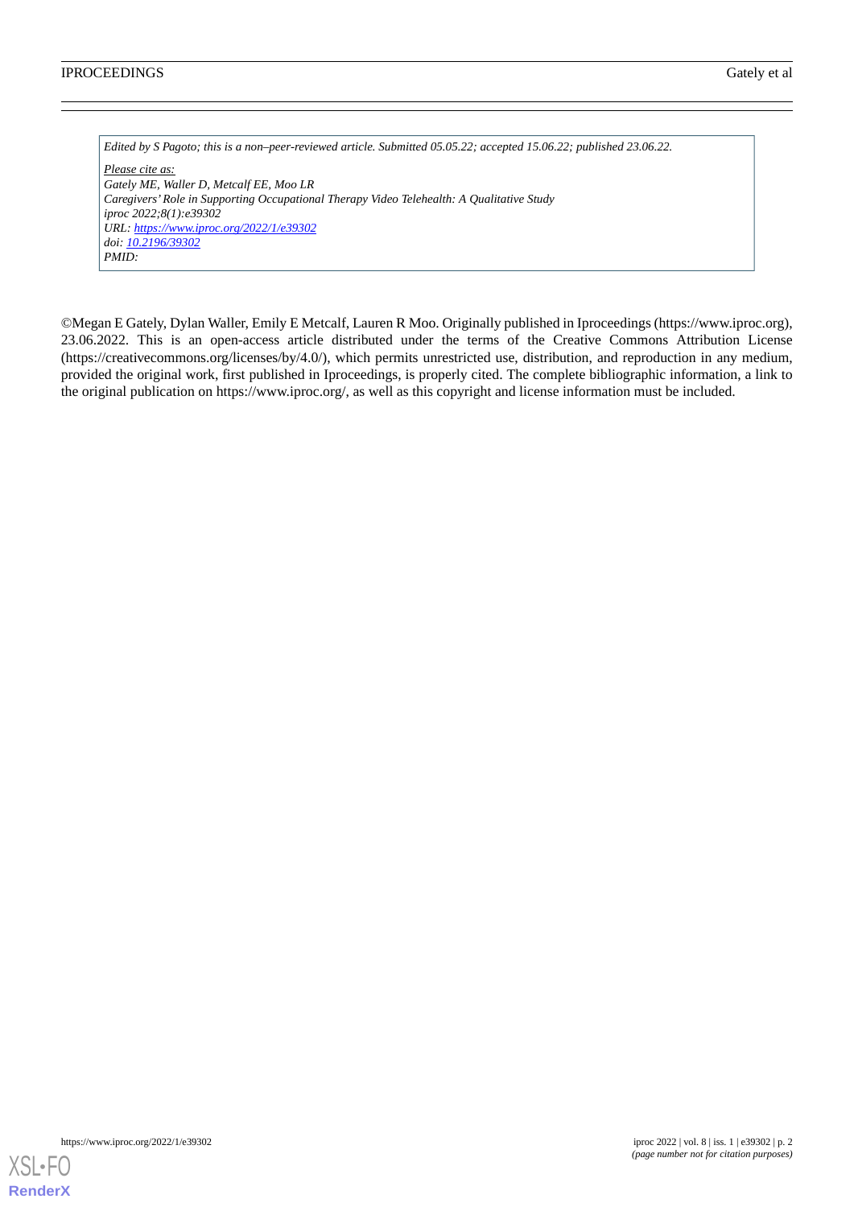*Edited by S Pagoto; this is a non–peer-reviewed article. Submitted 05.05.22; accepted 15.06.22; published 23.06.22.*

*Please cite as:*
*Gately ME, Waller D, Metcalf EE, Moo LR*
*Caregivers' Role in Supporting Occupational Therapy Video Telehealth: A Qualitative Study*
*iproc 2022;8(1):e39302*
*URL: [https://www.iproc.org/2022/1/e39302](https://www.iproc.org/2022/1/e39302)*
*doi: [10.2196/39302](10.2196/39302)*
*PMID:*

©Megan E Gately, Dylan Waller, Emily E Metcalf, Lauren R Moo. Originally published in Iproceedings (https://www.iproc.org), 23.06.2022. This is an open-access article distributed under the terms of the Creative Commons Attribution License (https://creativecommons.org/licenses/by/4.0/), which permits unrestricted use, distribution, and reproduction in any medium, provided the original work, first published in Iproceedings, is properly cited. The complete bibliographic information, a link to the original publication on https://www.iproc.org/, as well as this copyright and license information must be included.